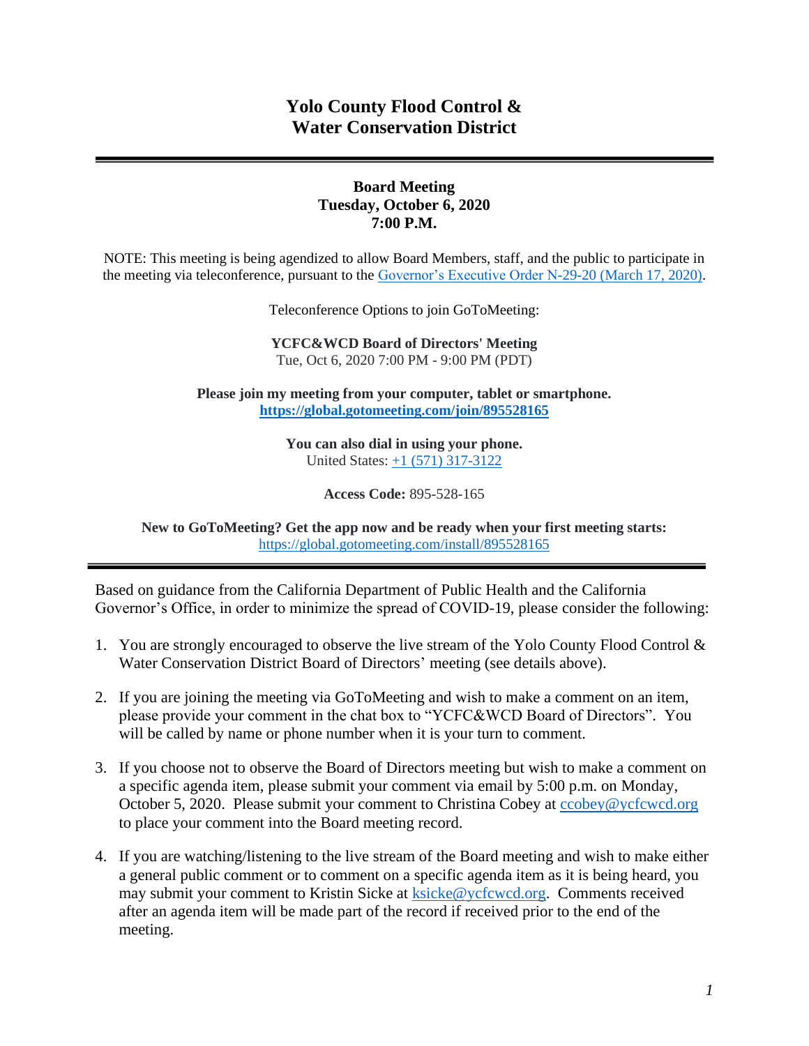# Yolo County Flood Control & Water Conservation District

---

**Board Meeting**
**Tuesday, October 6, 2020**
**7:00 P.M.**

NOTE: This meeting is being agendized to allow Board Members, staff, and the public to participate in the meeting via teleconference, pursuant to the [Governor's Executive Order N-29-20 (March 17, 2020)](#).

Teleconference Options to join GoToMeeting:

**YCFC&WCD Board of Directors' Meeting**
Tue, Oct 6, 2020 7:00 PM - 9:00 PM (PDT)

**Please join my meeting from your computer, tablet or smartphone.**
**https://global.gotomeeting.com/join/895528165**

**You can also dial in using your phone.**
United States: +1 (571) 317-3122

**Access Code:** 895-528-165

**New to GoToMeeting? Get the app now and be ready when your first meeting starts:**
https://global.gotomeeting.com/install/895528165

---

Based on guidance from the California Department of Public Health and the California Governor's Office, in order to minimize the spread of COVID-19, please consider the following:

1. You are strongly encouraged to observe the live stream of the Yolo County Flood Control & Water Conservation District Board of Directors' meeting (see details above).

2. If you are joining the meeting via GoToMeeting and wish to make a comment on an item, please provide your comment in the chat box to "YCFC&WCD Board of Directors". You will be called by name or phone number when it is your turn to comment.

3. If you choose not to observe the Board of Directors meeting but wish to make a comment on a specific agenda item, please submit your comment via email by 5:00 p.m. on Monday, October 5, 2020. Please submit your comment to Christina Cobey at ccobey@ycfcwcd.org to place your comment into the Board meeting record.

4. If you are watching/listening to the live stream of the Board meeting and wish to make either a general public comment or to comment on a specific agenda item as it is being heard, you may submit your comment to Kristin Sicke at ksicke@ycfcwcd.org. Comments received after an agenda item will be made part of the record if received prior to the end of the meeting.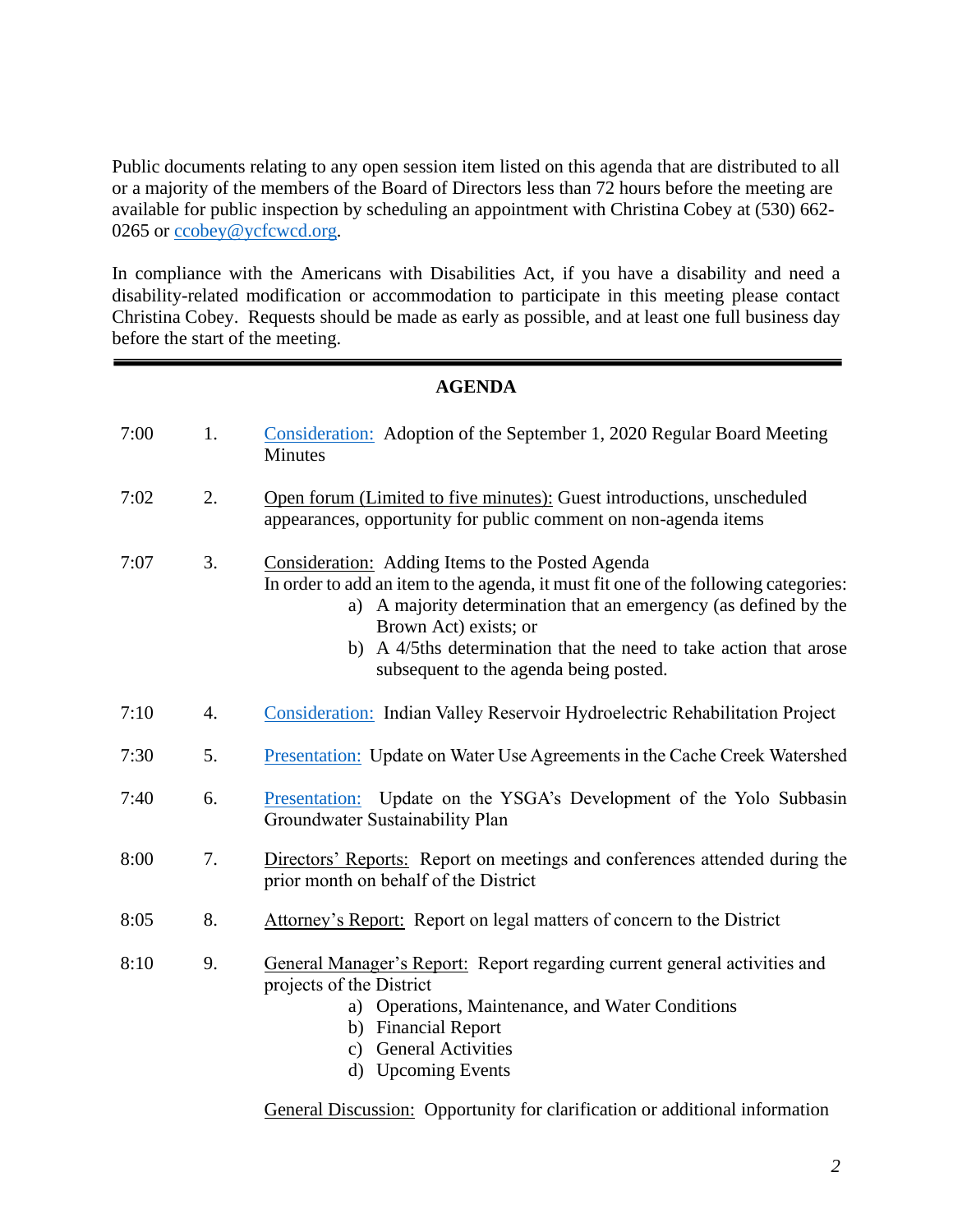Public documents relating to any open session item listed on this agenda that are distributed to all or a majority of the members of the Board of Directors less than 72 hours before the meeting are available for public inspection by scheduling an appointment with Christina Cobey at (530) 662-0265 or [ccobey@ycfcwcd.org](mailto:ccobey@ycfcwcd.org).

In compliance with the Americans with Disabilities Act, if you have a disability and need a disability-related modification or accommodation to participate in this meeting please contact Christina Cobey. Requests should be made as early as possible, and at least one full business day before the start of the meeting.

---

## AGENDA

| Time | No. | Item |
|---|---|---|
| 7:00 | 1. | Consideration: Adoption of the September 1, 2020 Regular Board Meeting Minutes |
| 7:02 | 2. | Open forum (Limited to five minutes): Guest introductions, unscheduled appearances, opportunity for public comment on non-agenda items |
| 7:07 | 3. | Consideration: Adding Items to the Posted Agenda<br>In order to add an item to the agenda, it must fit one of the following categories:<br>a) A majority determination that an emergency (as defined by the Brown Act) exists; or<br>b) A 4/5ths determination that the need to take action that arose subsequent to the agenda being posted. |
| 7:10 | 4. | Consideration: Indian Valley Reservoir Hydroelectric Rehabilitation Project |
| 7:30 | 5. | Presentation: Update on Water Use Agreements in the Cache Creek Watershed |
| 7:40 | 6. | Presentation: Update on the YSGA's Development of the Yolo Subbasin Groundwater Sustainability Plan |
| 8:00 | 7. | Directors' Reports: Report on meetings and conferences attended during the prior month on behalf of the District |
| 8:05 | 8. | Attorney's Report: Report on legal matters of concern to the District |
| 8:10 | 9. | General Manager's Report: Report regarding current general activities and projects of the District<br>a) Operations, Maintenance, and Water Conditions<br>b) Financial Report<br>c) General Activities<br>d) Upcoming Events<br><br>General Discussion: Opportunity for clarification or additional information |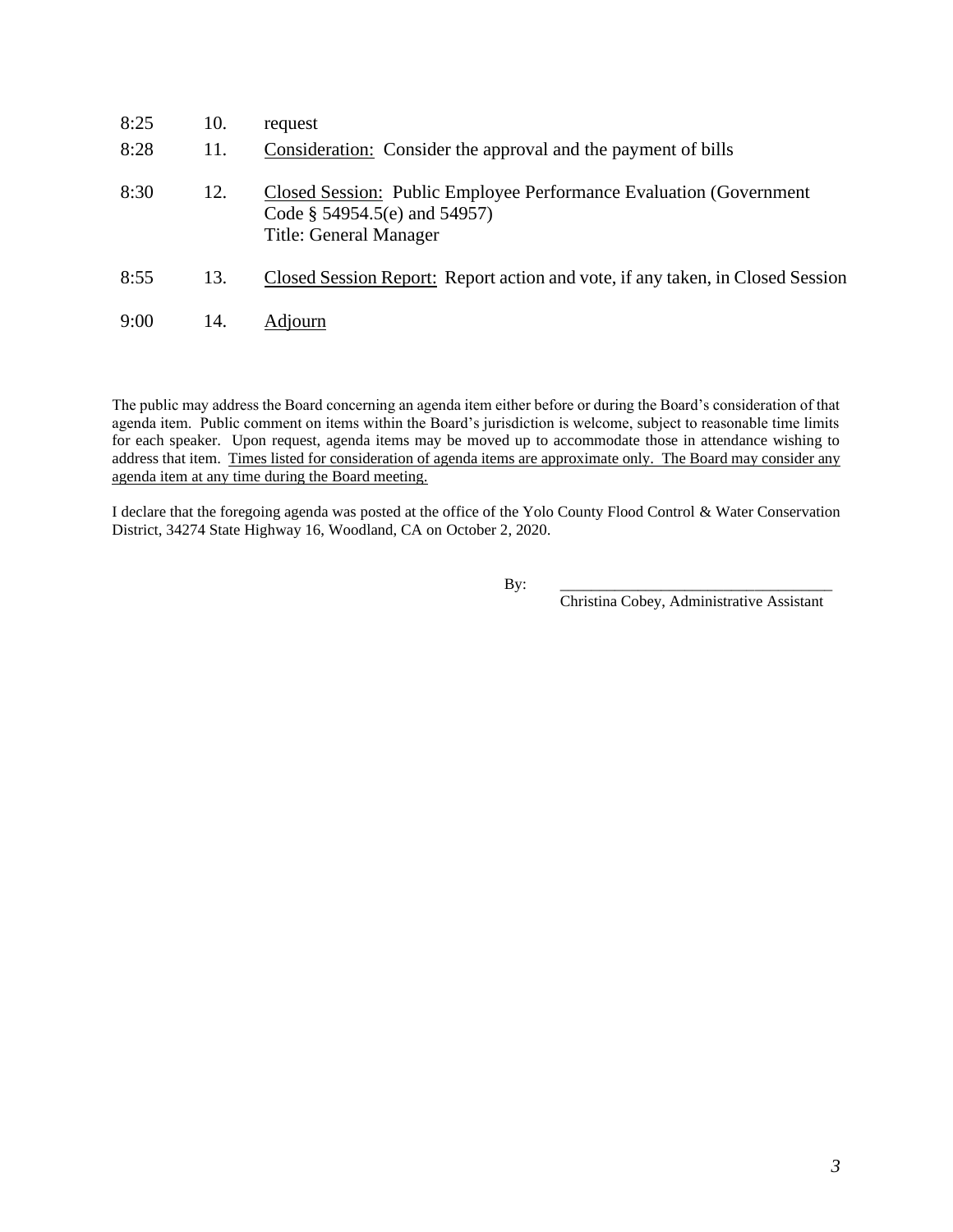| | | |
|---|---|---|
| 8:25 | 10. | request |
| 8:28 | 11. | <u>Consideration:</u> Consider the approval and the payment of bills |
| 8:30 | 12. | <u>Closed Session:</u> Public Employee Performance Evaluation (Government Code § 54954.5(e) and 54957)<br>Title: General Manager |
| 8:55 | 13. | <u>Closed Session Report:</u> Report action and vote, if any taken, in Closed Session |
| 9:00 | 14. | <u>Adjourn</u> |

The public may address the Board concerning an agenda item either before or during the Board's consideration of that agenda item. Public comment on items within the Board's jurisdiction is welcome, subject to reasonable time limits for each speaker. Upon request, agenda items may be moved up to accommodate those in attendance wishing to address that item. <u>Times listed for consideration of agenda items are approximate only. The Board may consider any agenda item at any time during the Board meeting.</u>

I declare that the foregoing agenda was posted at the office of the Yolo County Flood Control & Water Conservation District, 34274 State Highway 16, Woodland, CA on October 2, 2020.

By: ___________________________________
Christina Cobey, Administrative Assistant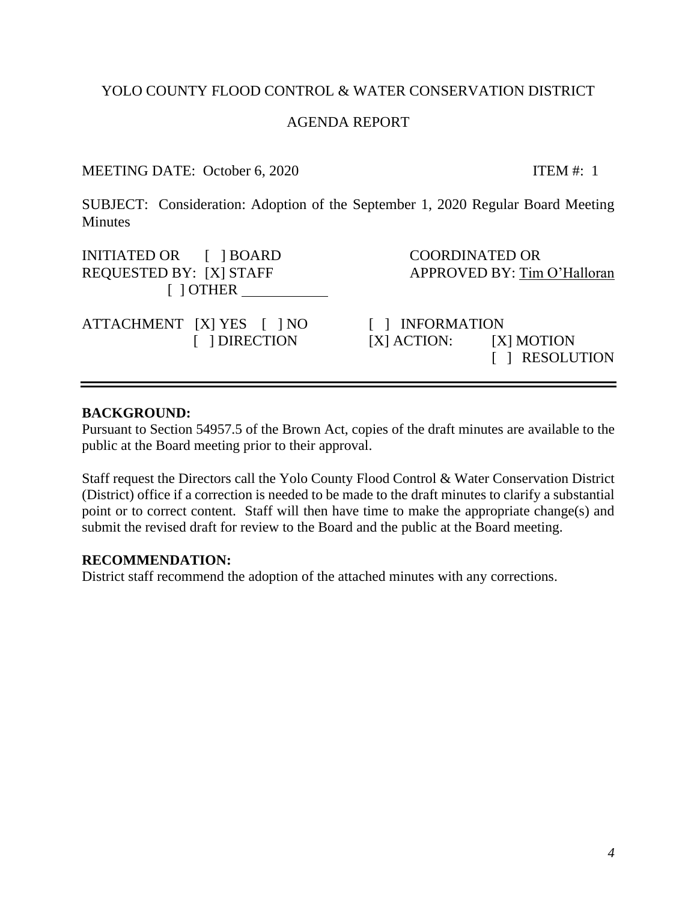YOLO COUNTY FLOOD CONTROL & WATER CONSERVATION DISTRICT

AGENDA REPORT

MEETING DATE: October 6, 2020 ITEM #: 1

SUBJECT: Consideration: Adoption of the September 1, 2020 Regular Board Meeting Minutes

INITIATED OR [ ] BOARD
REQUESTED BY: [X] STAFF
[ ] OTHER \_\_\_\_\_\_\_\_\_\_\_

COORDINATED OR
APPROVED BY: Tim O'Halloran

ATTACHMENT [X] YES [ ] NO
[ ] DIRECTION

[ ] INFORMATION
[X] ACTION: [X] MOTION
[ ] RESOLUTION

---

**BACKGROUND:**
Pursuant to Section 54957.5 of the Brown Act, copies of the draft minutes are available to the public at the Board meeting prior to their approval.

Staff request the Directors call the Yolo County Flood Control & Water Conservation District (District) office if a correction is needed to be made to the draft minutes to clarify a substantial point or to correct content. Staff will then have time to make the appropriate change(s) and submit the revised draft for review to the Board and the public at the Board meeting.

**RECOMMENDATION:**
District staff recommend the adoption of the attached minutes with any corrections.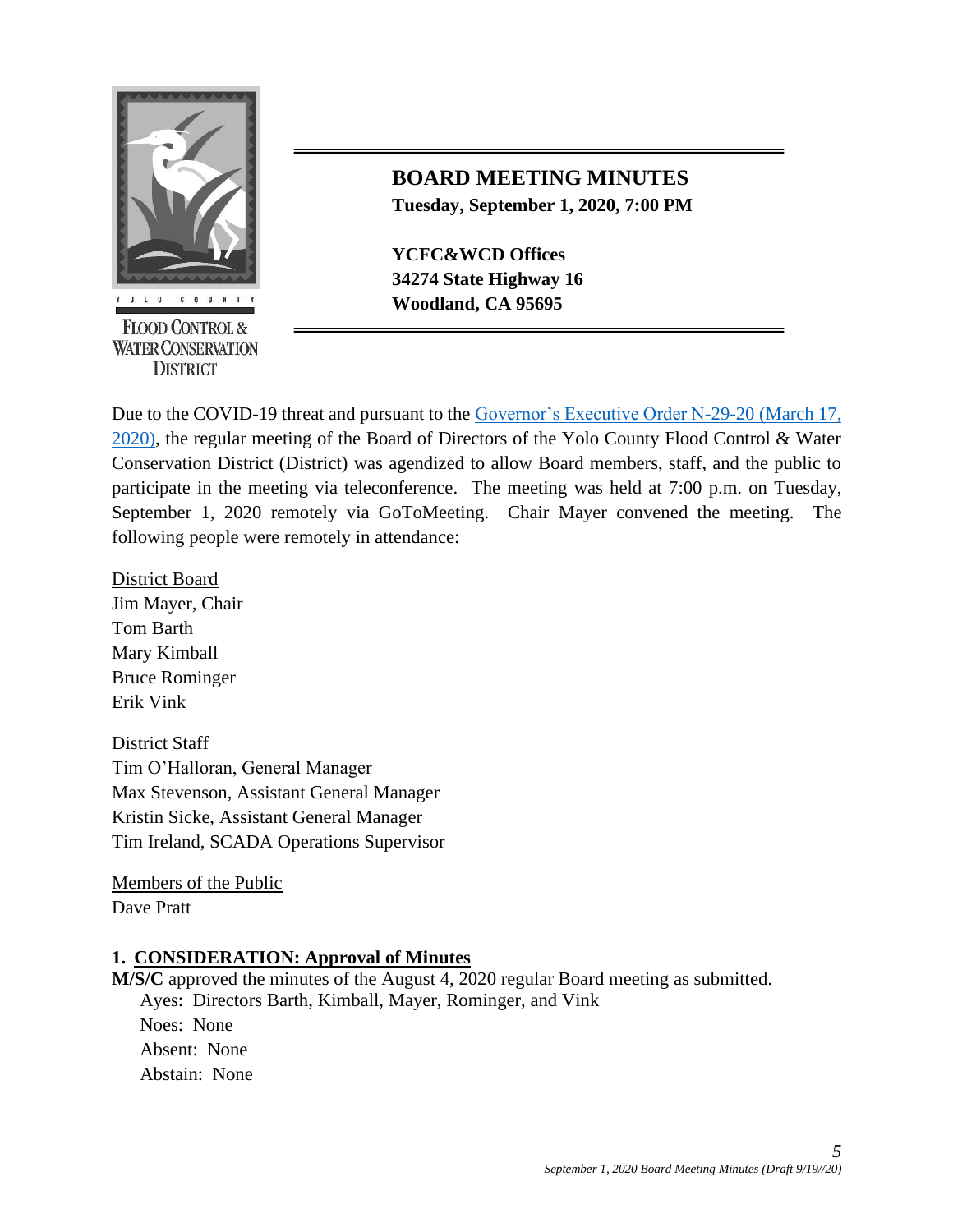YOLO COUNTY

FLOOD CONTROL & WATER CONSERVATION DISTRICT

## BOARD MEETING MINUTES

**Tuesday, September 1, 2020, 7:00 PM**

**YCFC&WCD Offices**
**34274 State Highway 16**
**Woodland, CA 95695**

Due to the COVID-19 threat and pursuant to the Governor's Executive Order N-29-20 (March 17, 2020), the regular meeting of the Board of Directors of the Yolo County Flood Control & Water Conservation District (District) was agendized to allow Board members, staff, and the public to participate in the meeting via teleconference. The meeting was held at 7:00 p.m. on Tuesday, September 1, 2020 remotely via GoToMeeting. Chair Mayer convened the meeting. The following people were remotely in attendance:

District Board
Jim Mayer, Chair
Tom Barth
Mary Kimball
Bruce Rominger
Erik Vink

District Staff
Tim O'Halloran, General Manager
Max Stevenson, Assistant General Manager
Kristin Sicke, Assistant General Manager
Tim Ireland, SCADA Operations Supervisor

Members of the Public
Dave Pratt

### 1. CONSIDERATION: Approval of Minutes

**M/S/C** approved the minutes of the August 4, 2020 regular Board meeting as submitted.
Ayes: Directors Barth, Kimball, Mayer, Rominger, and Vink
Noes: None
Absent: None
Abstain: None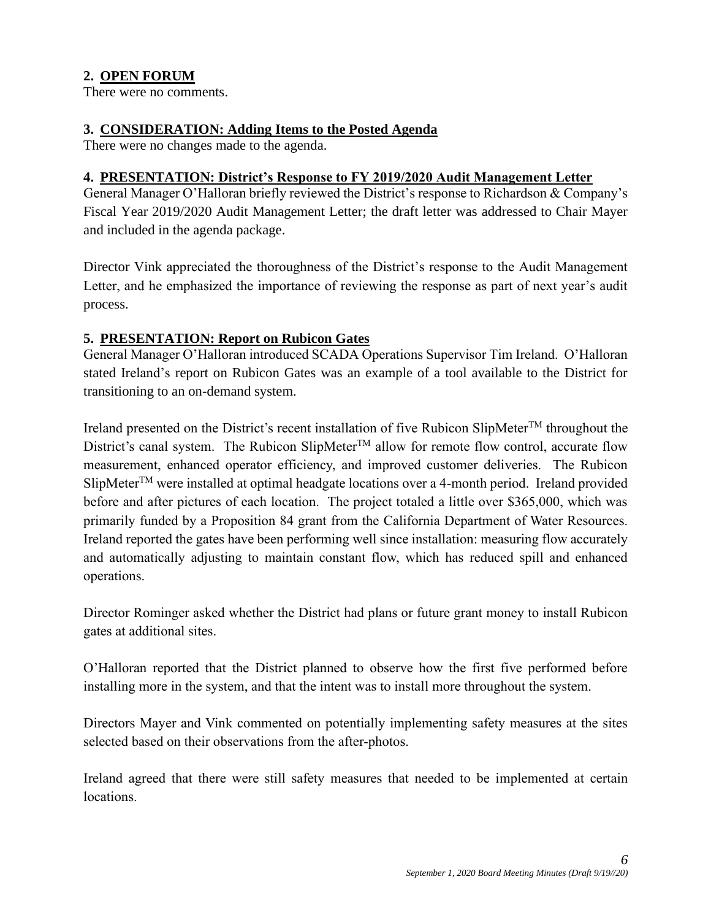**2. OPEN FORUM**

There were no comments.

**3. CONSIDERATION: Adding Items to the Posted Agenda**

There were no changes made to the agenda.

**4. PRESENTATION: District's Response to FY 2019/2020 Audit Management Letter**

General Manager O'Halloran briefly reviewed the District's response to Richardson & Company's Fiscal Year 2019/2020 Audit Management Letter; the draft letter was addressed to Chair Mayer and included in the agenda package.

Director Vink appreciated the thoroughness of the District's response to the Audit Management Letter, and he emphasized the importance of reviewing the response as part of next year's audit process.

**5. PRESENTATION: Report on Rubicon Gates**

General Manager O'Halloran introduced SCADA Operations Supervisor Tim Ireland. O'Halloran stated Ireland's report on Rubicon Gates was an example of a tool available to the District for transitioning to an on-demand system.

Ireland presented on the District's recent installation of five Rubicon SlipMeter™ throughout the District's canal system. The Rubicon SlipMeter™ allow for remote flow control, accurate flow measurement, enhanced operator efficiency, and improved customer deliveries. The Rubicon SlipMeter™ were installed at optimal headgate locations over a 4-month period. Ireland provided before and after pictures of each location. The project totaled a little over $365,000, which was primarily funded by a Proposition 84 grant from the California Department of Water Resources. Ireland reported the gates have been performing well since installation: measuring flow accurately and automatically adjusting to maintain constant flow, which has reduced spill and enhanced operations.

Director Rominger asked whether the District had plans or future grant money to install Rubicon gates at additional sites.

O'Halloran reported that the District planned to observe how the first five performed before installing more in the system, and that the intent was to install more throughout the system.

Directors Mayer and Vink commented on potentially implementing safety measures at the sites selected based on their observations from the after-photos.

Ireland agreed that there were still safety measures that needed to be implemented at certain locations.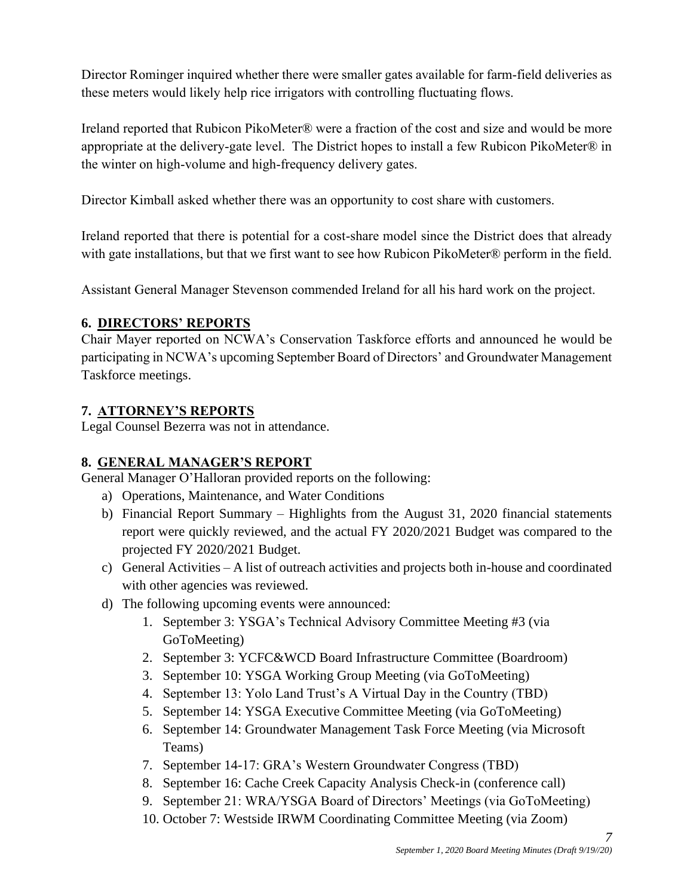Director Rominger inquired whether there were smaller gates available for farm-field deliveries as these meters would likely help rice irrigators with controlling fluctuating flows.

Ireland reported that Rubicon PikoMeter® were a fraction of the cost and size and would be more appropriate at the delivery-gate level. The District hopes to install a few Rubicon PikoMeter® in the winter on high-volume and high-frequency delivery gates.

Director Kimball asked whether there was an opportunity to cost share with customers.

Ireland reported that there is potential for a cost-share model since the District does that already with gate installations, but that we first want to see how Rubicon PikoMeter® perform in the field.

Assistant General Manager Stevenson commended Ireland for all his hard work on the project.

## 6. DIRECTORS' REPORTS

Chair Mayer reported on NCWA's Conservation Taskforce efforts and announced he would be participating in NCWA's upcoming September Board of Directors' and Groundwater Management Taskforce meetings.

## 7. ATTORNEY'S REPORTS

Legal Counsel Bezerra was not in attendance.

## 8. GENERAL MANAGER'S REPORT

General Manager O'Halloran provided reports on the following:

a) Operations, Maintenance, and Water Conditions
b) Financial Report Summary – Highlights from the August 31, 2020 financial statements report were quickly reviewed, and the actual FY 2020/2021 Budget was compared to the projected FY 2020/2021 Budget.
c) General Activities – A list of outreach activities and projects both in-house and coordinated with other agencies was reviewed.
d) The following upcoming events were announced:
    1. September 3: YSGA's Technical Advisory Committee Meeting #3 (via GoToMeeting)
    2. September 3: YCFC&WCD Board Infrastructure Committee (Boardroom)
    3. September 10: YSGA Working Group Meeting (via GoToMeeting)
    4. September 13: Yolo Land Trust's A Virtual Day in the Country (TBD)
    5. September 14: YSGA Executive Committee Meeting (via GoToMeeting)
    6. September 14: Groundwater Management Task Force Meeting (via Microsoft Teams)
    7. September 14-17: GRA's Western Groundwater Congress (TBD)
    8. September 16: Cache Creek Capacity Analysis Check-in (conference call)
    9. September 21: WRA/YSGA Board of Directors' Meetings (via GoToMeeting)
    10. October 7: Westside IRWM Coordinating Committee Meeting (via Zoom)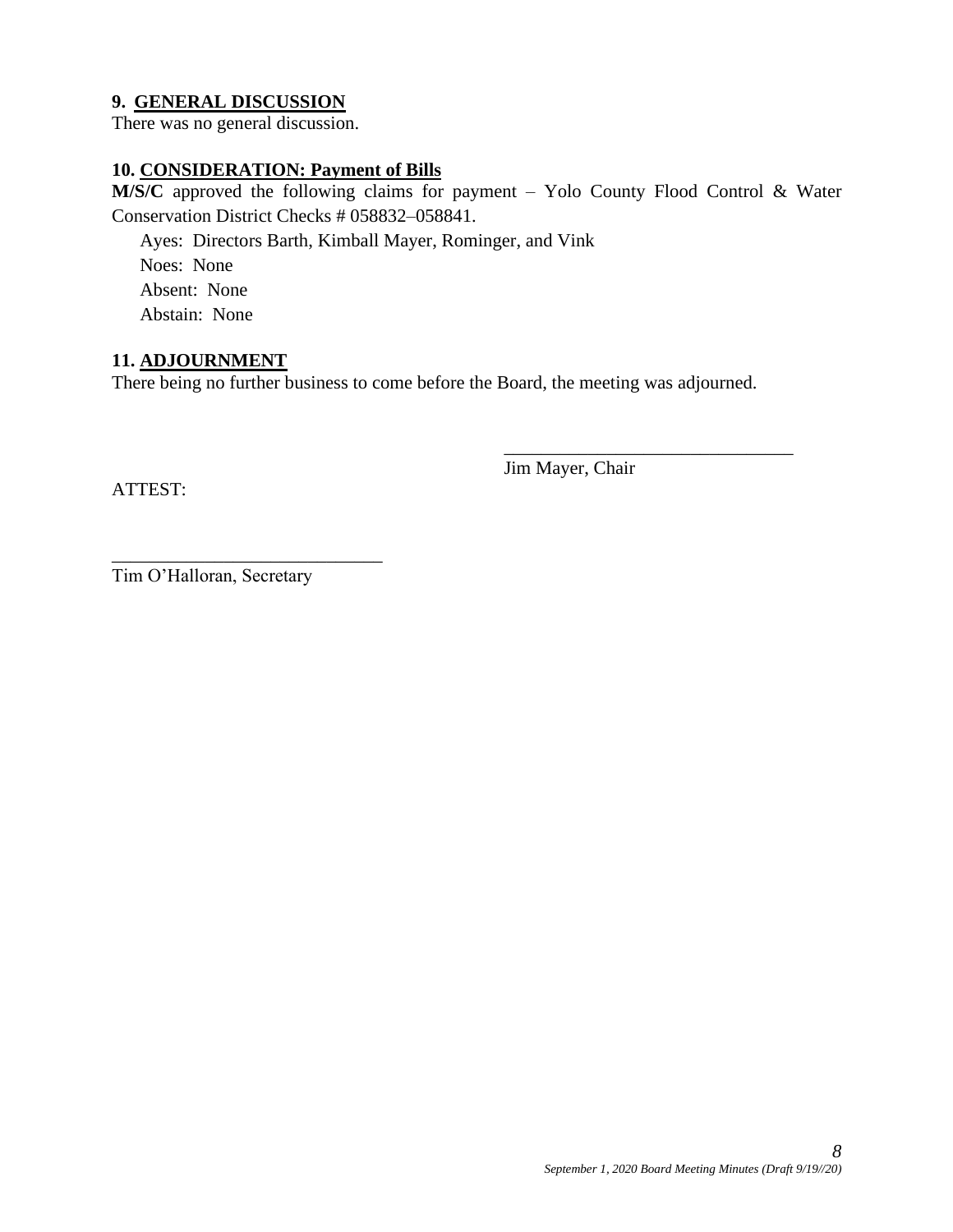### 9. GENERAL DISCUSSION

There was no general discussion.

### 10. CONSIDERATION: Payment of Bills

**M/S/C** approved the following claims for payment – Yolo County Flood Control & Water Conservation District Checks # 058832–058841.

Ayes: Directors Barth, Kimball Mayer, Rominger, and Vink
Noes: None
Absent: None
Abstain: None

### 11. ADJOURNMENT

There being no further business to come before the Board, the meeting was adjourned.

_______________________________
Jim Mayer, Chair

ATTEST:

_____________________________
Tim O'Halloran, Secretary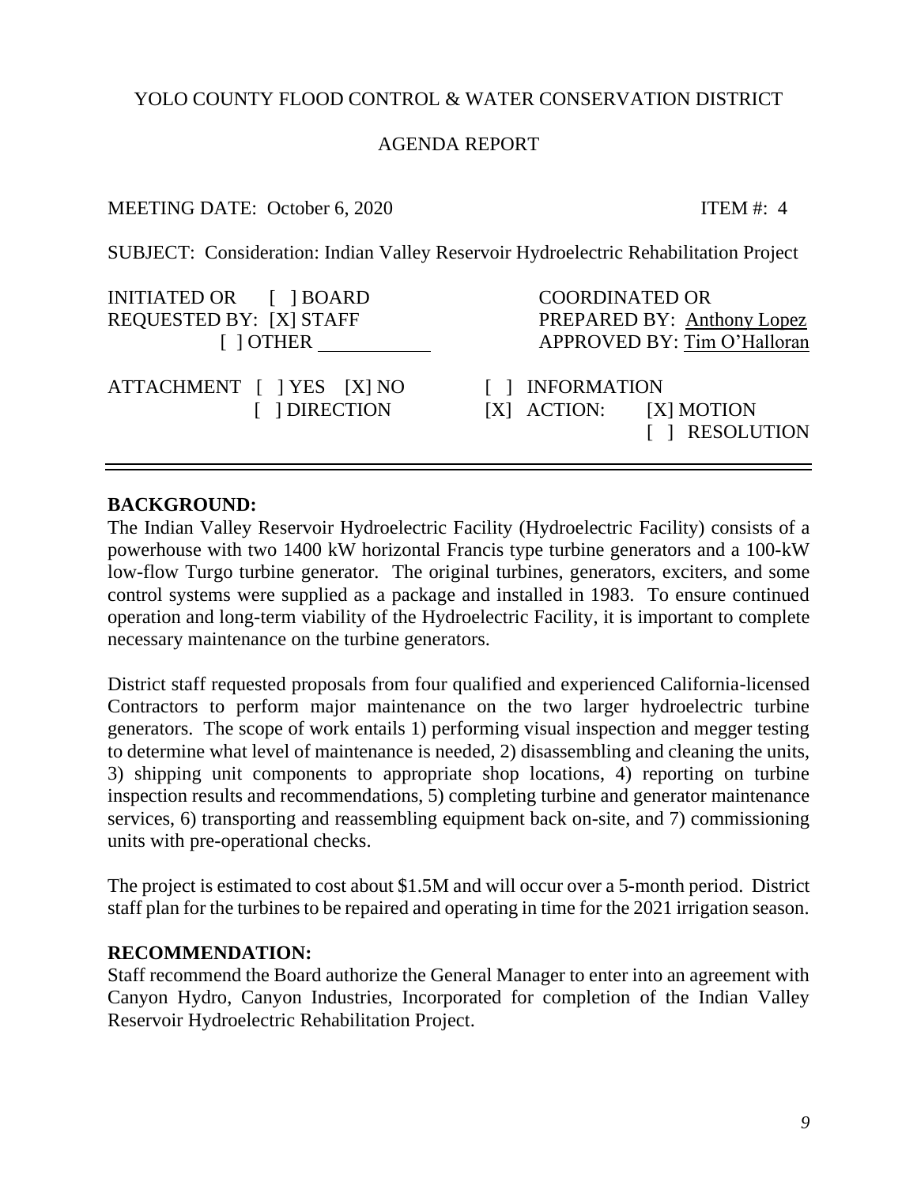YOLO COUNTY FLOOD CONTROL & WATER CONSERVATION DISTRICT

AGENDA REPORT

MEETING DATE: October 6, 2020 ITEM #: 4

SUBJECT: Consideration: Indian Valley Reservoir Hydroelectric Rehabilitation Project

| INITIATED OR REQUESTED BY: | [ ] BOARD | COORDINATED OR |
|---|---|---|
| | [X] STAFF | PREPARED BY: Anthony Lopez |
| | [ ] OTHER ________ | APPROVED BY: Tim O'Halloran |

| ATTACHMENT [ ] YES [X] NO | [ ] INFORMATION | |
|---|---|---|
| [ ] DIRECTION | [X] ACTION: | [X] MOTION |
| | | [ ] RESOLUTION |

---

**BACKGROUND:**

The Indian Valley Reservoir Hydroelectric Facility (Hydroelectric Facility) consists of a powerhouse with two 1400 kW horizontal Francis type turbine generators and a 100-kW low-flow Turgo turbine generator. The original turbines, generators, exciters, and some control systems were supplied as a package and installed in 1983. To ensure continued operation and long-term viability of the Hydroelectric Facility, it is important to complete necessary maintenance on the turbine generators.

District staff requested proposals from four qualified and experienced California-licensed Contractors to perform major maintenance on the two larger hydroelectric turbine generators. The scope of work entails 1) performing visual inspection and megger testing to determine what level of maintenance is needed, 2) disassembling and cleaning the units, 3) shipping unit components to appropriate shop locations, 4) reporting on turbine inspection results and recommendations, 5) completing turbine and generator maintenance services, 6) transporting and reassembling equipment back on-site, and 7) commissioning units with pre-operational checks.

The project is estimated to cost about $1.5M and will occur over a 5-month period. District staff plan for the turbines to be repaired and operating in time for the 2021 irrigation season.

**RECOMMENDATION:**

Staff recommend the Board authorize the General Manager to enter into an agreement with Canyon Hydro, Canyon Industries, Incorporated for completion of the Indian Valley Reservoir Hydroelectric Rehabilitation Project.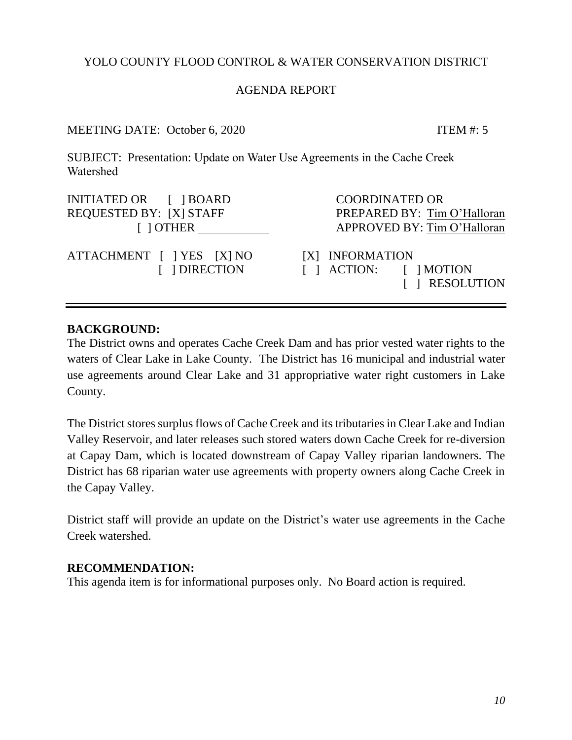YOLO COUNTY FLOOD CONTROL & WATER CONSERVATION DISTRICT

AGENDA REPORT

MEETING DATE: October 6, 2020 ITEM #: 5

SUBJECT: Presentation: Update on Water Use Agreements in the Cache Creek Watershed

| | |
|---|---|
| INITIATED OR [ ] BOARD<br>REQUESTED BY: [X] STAFF<br>[ ] OTHER ___________ | COORDINATED OR<br>PREPARED BY: Tim O'Halloran<br>APPROVED BY: Tim O'Halloran |
| ATTACHMENT [ ] YES [X] NO<br>[ ] DIRECTION | [X] INFORMATION<br>[ ] ACTION: [ ] MOTION<br>[ ] RESOLUTION |

---

**BACKGROUND:**

The District owns and operates Cache Creek Dam and has prior vested water rights to the waters of Clear Lake in Lake County. The District has 16 municipal and industrial water use agreements around Clear Lake and 31 appropriative water right customers in Lake County.

The District stores surplus flows of Cache Creek and its tributaries in Clear Lake and Indian Valley Reservoir, and later releases such stored waters down Cache Creek for re-diversion at Capay Dam, which is located downstream of Capay Valley riparian landowners. The District has 68 riparian water use agreements with property owners along Cache Creek in the Capay Valley.

District staff will provide an update on the District's water use agreements in the Cache Creek watershed.

**RECOMMENDATION:**

This agenda item is for informational purposes only. No Board action is required.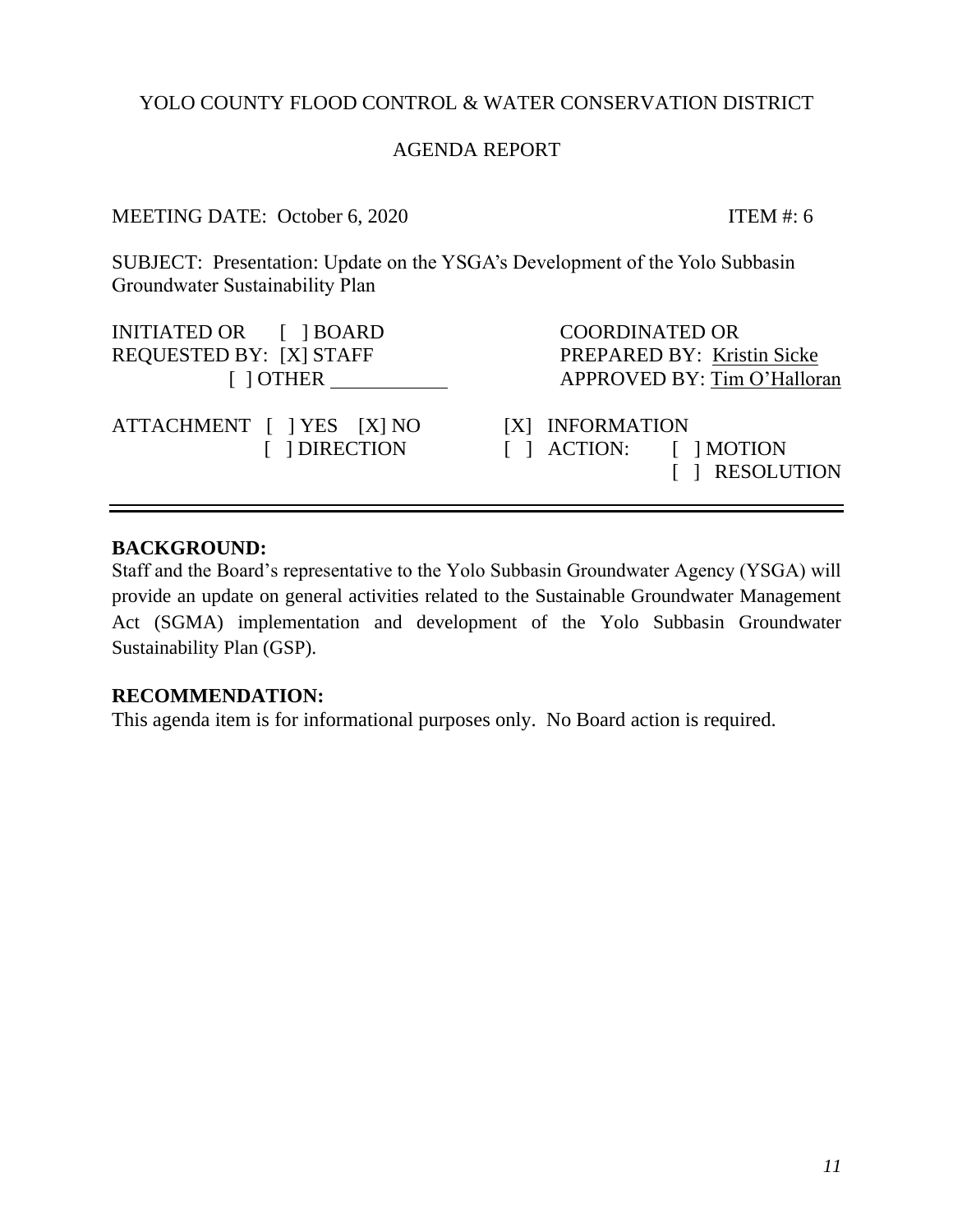YOLO COUNTY FLOOD CONTROL & WATER CONSERVATION DISTRICT

AGENDA REPORT

MEETING DATE: October 6, 2020 ITEM #: 6

SUBJECT: Presentation: Update on the YSGA's Development of the Yolo Subbasin Groundwater Sustainability Plan

| | | | |
|---|---|---|---|
| INITIATED OR REQUESTED BY: | [ ] BOARD<br>[X] STAFF<br>[ ] OTHER ____________ | COORDINATED OR PREPARED BY: | Kristin Sicke |
| | | APPROVED BY: | Tim O'Halloran |
| ATTACHMENT | [ ] YES [X] NO | [X] INFORMATION | |
| | [ ] DIRECTION | [ ] ACTION: | [ ] MOTION<br>[ ] RESOLUTION |

---

**BACKGROUND:**

Staff and the Board's representative to the Yolo Subbasin Groundwater Agency (YSGA) will provide an update on general activities related to the Sustainable Groundwater Management Act (SGMA) implementation and development of the Yolo Subbasin Groundwater Sustainability Plan (GSP).

**RECOMMENDATION:**

This agenda item is for informational purposes only. No Board action is required.